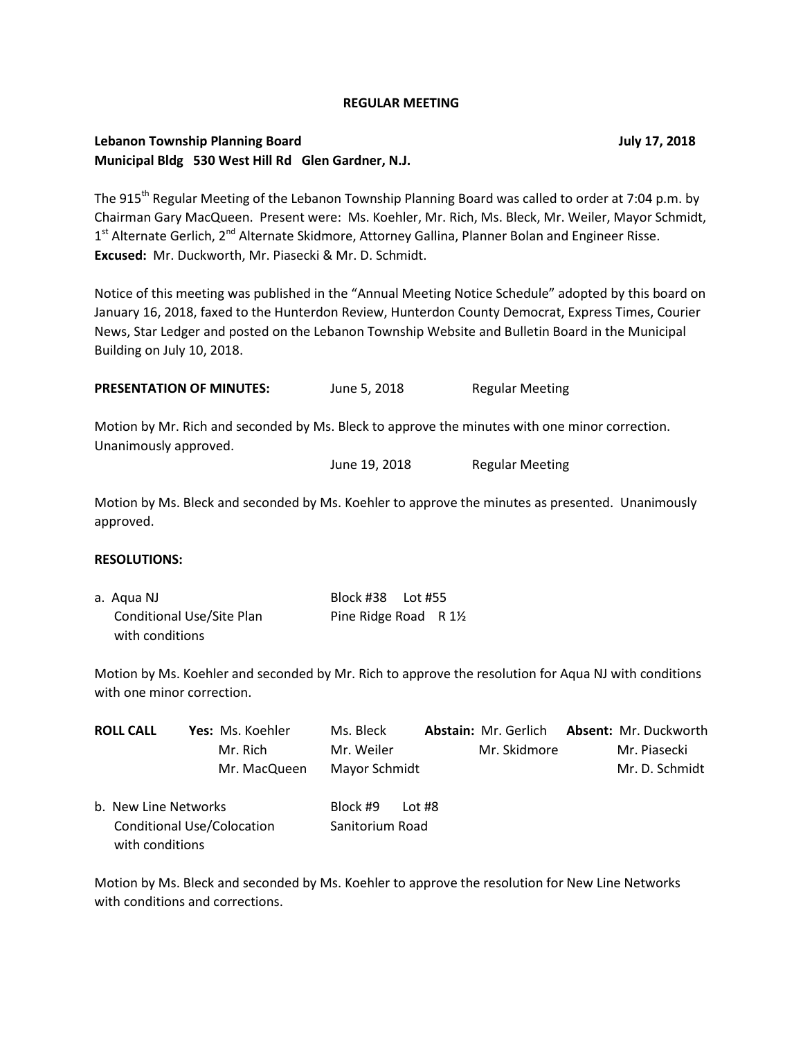**REGULAR MEETING**

**Lebanon Township Planning Board** **July 17, 2018**
**Municipal Bldg 530 West Hill Rd Glen Gardner, N.J.**

The 915th Regular Meeting of the Lebanon Township Planning Board was called to order at 7:04 p.m. by Chairman Gary MacQueen. Present were: Ms. Koehler, Mr. Rich, Ms. Bleck, Mr. Weiler, Mayor Schmidt, 1st Alternate Gerlich, 2nd Alternate Skidmore, Attorney Gallina, Planner Bolan and Engineer Risse.
**Excused:** Mr. Duckworth, Mr. Piasecki & Mr. D. Schmidt.

Notice of this meeting was published in the "Annual Meeting Notice Schedule" adopted by this board on January 16, 2018, faxed to the Hunterdon Review, Hunterdon County Democrat, Express Times, Courier News, Star Ledger and posted on the Lebanon Township Website and Bulletin Board in the Municipal Building on July 10, 2018.

**PRESENTATION OF MINUTES:** June 5, 2018 Regular Meeting

Motion by Mr. Rich and seconded by Ms. Bleck to approve the minutes with one minor correction. Unanimously approved.

June 19, 2018 Regular Meeting

Motion by Ms. Bleck and seconded by Ms. Koehler to approve the minutes as presented. Unanimously approved.

**RESOLUTIONS:**

a. Aqua NJ
Conditional Use/Site Plan
with conditions

Block #38 Lot #55
Pine Ridge Road R 1½

Motion by Ms. Koehler and seconded by Mr. Rich to approve the resolution for Aqua NJ with conditions with one minor correction.

| **ROLL CALL** | **Yes:** Ms. Koehler | Ms. Bleck | **Abstain:** Mr. Gerlich | **Absent:** Mr. Duckworth |
|---|---|---|---|---|
| | Mr. Rich | Mr. Weiler | Mr. Skidmore | Mr. Piasecki |
| | Mr. MacQueen | Mayor Schmidt | | Mr. D. Schmidt |

b. New Line Networks
Conditional Use/Colocation
with conditions

Block #9 Lot #8
Sanitorium Road

Motion by Ms. Bleck and seconded by Ms. Koehler to approve the resolution for New Line Networks with conditions and corrections.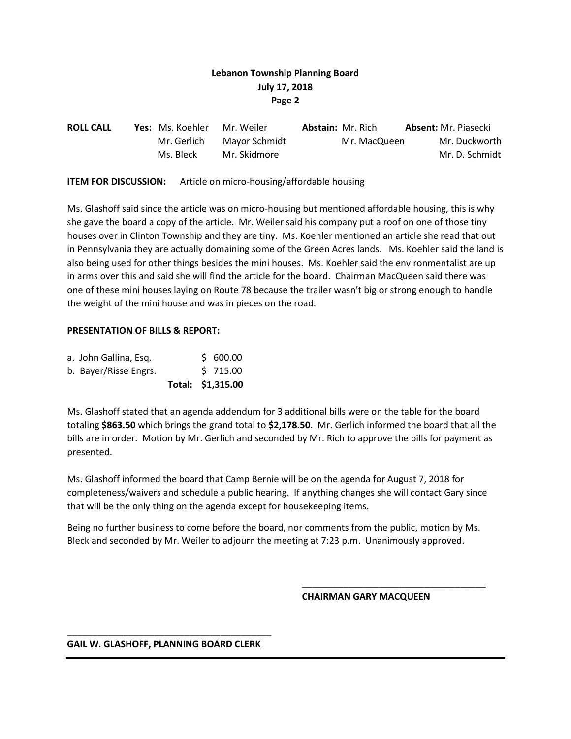**ROLL CALL**

| | | | | |
|---|---|---|---|---|
| **Yes:** Ms. Koehler | Mr. Weiler | **Abstain:** Mr. Rich | **Absent:** Mr. Piasecki |
| Mr. Gerlich | Mayor Schmidt | Mr. MacQueen | Mr. Duckworth |
| Ms. Bleck | Mr. Skidmore | | Mr. D. Schmidt |

**ITEM FOR DISCUSSION:** Article on micro-housing/affordable housing

Ms. Glashoff said since the article was on micro-housing but mentioned affordable housing, this is why she gave the board a copy of the article. Mr. Weiler said his company put a roof on one of those tiny houses over in Clinton Township and they are tiny. Ms. Koehler mentioned an article she read that out in Pennsylvania they are actually domaining some of the Green Acres lands. Ms. Koehler said the land is also being used for other things besides the mini houses. Ms. Koehler said the environmentalist are up in arms over this and said she will find the article for the board. Chairman MacQueen said there was one of these mini houses laying on Route 78 because the trailer wasn't big or strong enough to handle the weight of the mini house and was in pieces on the road.

**PRESENTATION OF BILLS & REPORT:**

| | |
|---|---|
| a. John Gallina, Esq. | $ 600.00 |
| b. Bayer/Risse Engrs. | $ 715.00 |
| **Total:** | **$1,315.00** |

Ms. Glashoff stated that an agenda addendum for 3 additional bills were on the table for the board totaling **$863.50** which brings the grand total to **$2,178.50**. Mr. Gerlich informed the board that all the bills are in order. Motion by Mr. Gerlich and seconded by Mr. Rich to approve the bills for payment as presented.

Ms. Glashoff informed the board that Camp Bernie will be on the agenda for August 7, 2018 for completeness/waivers and schedule a public hearing. If anything changes she will contact Gary since that will be the only thing on the agenda except for housekeeping items.

Being no further business to come before the board, nor comments from the public, motion by Ms. Bleck and seconded by Mr. Weiler to adjourn the meeting at 7:23 p.m. Unanimously approved.

\_\_\_\_\_\_\_\_\_\_\_\_\_\_\_\_\_\_\_\_\_\_\_\_\_\_\_\_\_\_\_\_\_\_\_\_\_\_

**CHAIRMAN GARY MACQUEEN**

\_\_\_\_\_\_\_\_\_\_\_\_\_\_\_\_\_\_\_\_\_\_\_\_\_\_\_\_\_\_\_\_\_\_\_\_\_\_

**GAIL W. GLASHOFF, PLANNING BOARD CLERK**